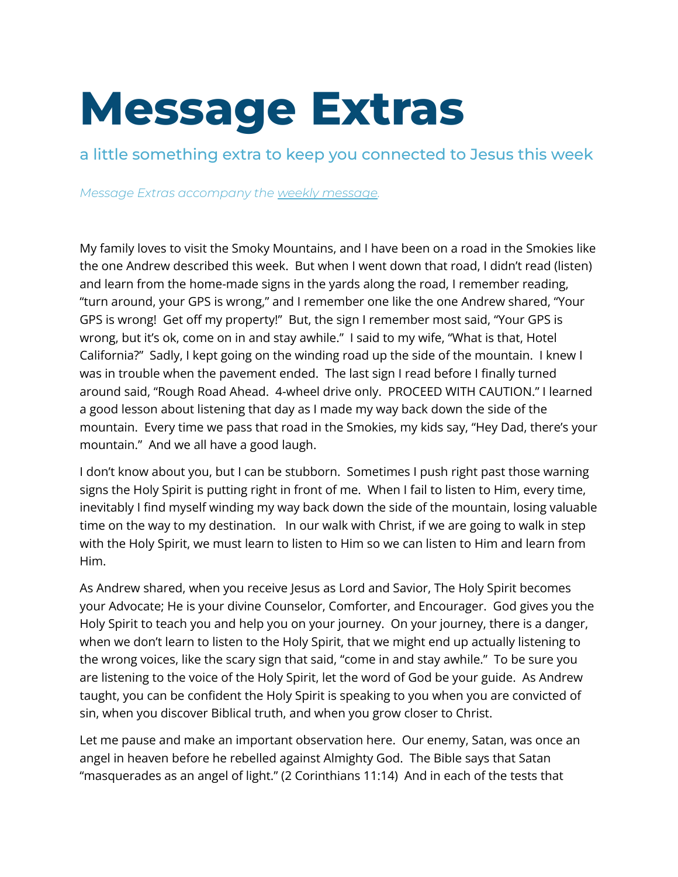# Message Extras

## a little something extra to keep you connected to Jesus this week

*Message Extras accompany the [weekly message](#).*

My family loves to visit the Smoky Mountains, and I have been on a road in the Smokies like the one Andrew described this week. But when I went down that road, I didn't read (listen) and learn from the home-made signs in the yards along the road, I remember reading, "turn around, your GPS is wrong," and I remember one like the one Andrew shared, "Your GPS is wrong! Get off my property!" But, the sign I remember most said, "Your GPS is wrong, but it's ok, come on in and stay awhile." I said to my wife, "What is that, Hotel California?" Sadly, I kept going on the winding road up the side of the mountain. I knew I was in trouble when the pavement ended. The last sign I read before I finally turned around said, "Rough Road Ahead. 4-wheel drive only. PROCEED WITH CAUTION." I learned a good lesson about listening that day as I made my way back down the side of the mountain. Every time we pass that road in the Smokies, my kids say, "Hey Dad, there's your mountain." And we all have a good laugh.

I don't know about you, but I can be stubborn. Sometimes I push right past those warning signs the Holy Spirit is putting right in front of me. When I fail to listen to Him, every time, inevitably I find myself winding my way back down the side of the mountain, losing valuable time on the way to my destination. In our walk with Christ, if we are going to walk in step with the Holy Spirit, we must learn to listen to Him so we can listen to Him and learn from Him.

As Andrew shared, when you receive Jesus as Lord and Savior, The Holy Spirit becomes your Advocate; He is your divine Counselor, Comforter, and Encourager. God gives you the Holy Spirit to teach you and help you on your journey. On your journey, there is a danger, when we don't learn to listen to the Holy Spirit, that we might end up actually listening to the wrong voices, like the scary sign that said, "come in and stay awhile." To be sure you are listening to the voice of the Holy Spirit, let the word of God be your guide. As Andrew taught, you can be confident the Holy Spirit is speaking to you when you are convicted of sin, when you discover Biblical truth, and when you grow closer to Christ.

Let me pause and make an important observation here. Our enemy, Satan, was once an angel in heaven before he rebelled against Almighty God. The Bible says that Satan "masquerades as an angel of light." (2 Corinthians 11:14) And in each of the tests that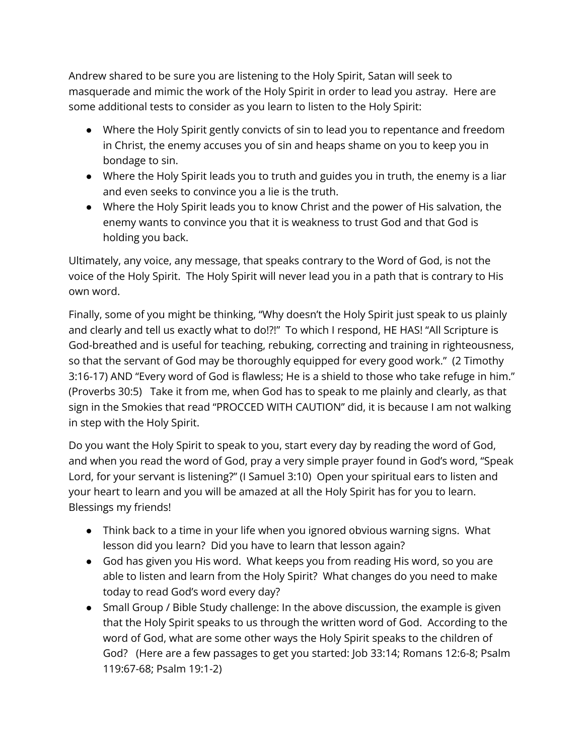Andrew shared to be sure you are listening to the Holy Spirit, Satan will seek to masquerade and mimic the work of the Holy Spirit in order to lead you astray.  Here are some additional tests to consider as you learn to listen to the Holy Spirit:

- Where the Holy Spirit gently convicts of sin to lead you to repentance and freedom in Christ, the enemy accuses you of sin and heaps shame on you to keep you in bondage to sin.
- Where the Holy Spirit leads you to truth and guides you in truth, the enemy is a liar and even seeks to convince you a lie is the truth.
- Where the Holy Spirit leads you to know Christ and the power of His salvation, the enemy wants to convince you that it is weakness to trust God and that God is holding you back.

Ultimately, any voice, any message, that speaks contrary to the Word of God, is not the voice of the Holy Spirit.  The Holy Spirit will never lead you in a path that is contrary to His own word.

Finally, some of you might be thinking, "Why doesn't the Holy Spirit just speak to us plainly and clearly and tell us exactly what to do!?!"  To which I respond, HE HAS! "All Scripture is God-breathed and is useful for teaching, rebuking, correcting and training in righteousness, so that the servant of God may be thoroughly equipped for every good work."  (2 Timothy 3:16-17) AND "Every word of God is flawless; He is a shield to those who take refuge in him." (Proverbs 30:5)   Take it from me, when God has to speak to me plainly and clearly, as that sign in the Smokies that read "PROCCED WITH CAUTION" did, it is because I am not walking in step with the Holy Spirit.

Do you want the Holy Spirit to speak to you, start every day by reading the word of God, and when you read the word of God, pray a very simple prayer found in God's word, "Speak Lord, for your servant is listening?" (I Samuel 3:10)  Open your spiritual ears to listen and your heart to learn and you will be amazed at all the Holy Spirit has for you to learn. Blessings my friends!

- Think back to a time in your life when you ignored obvious warning signs.  What lesson did you learn?  Did you have to learn that lesson again?
- God has given you His word.  What keeps you from reading His word, so you are able to listen and learn from the Holy Spirit?  What changes do you need to make today to read God's word every day?
- Small Group / Bible Study challenge: In the above discussion, the example is given that the Holy Spirit speaks to us through the written word of God.  According to the word of God, what are some other ways the Holy Spirit speaks to the children of God?   (Here are a few passages to get you started: Job 33:14; Romans 12:6-8; Psalm 119:67-68; Psalm 19:1-2)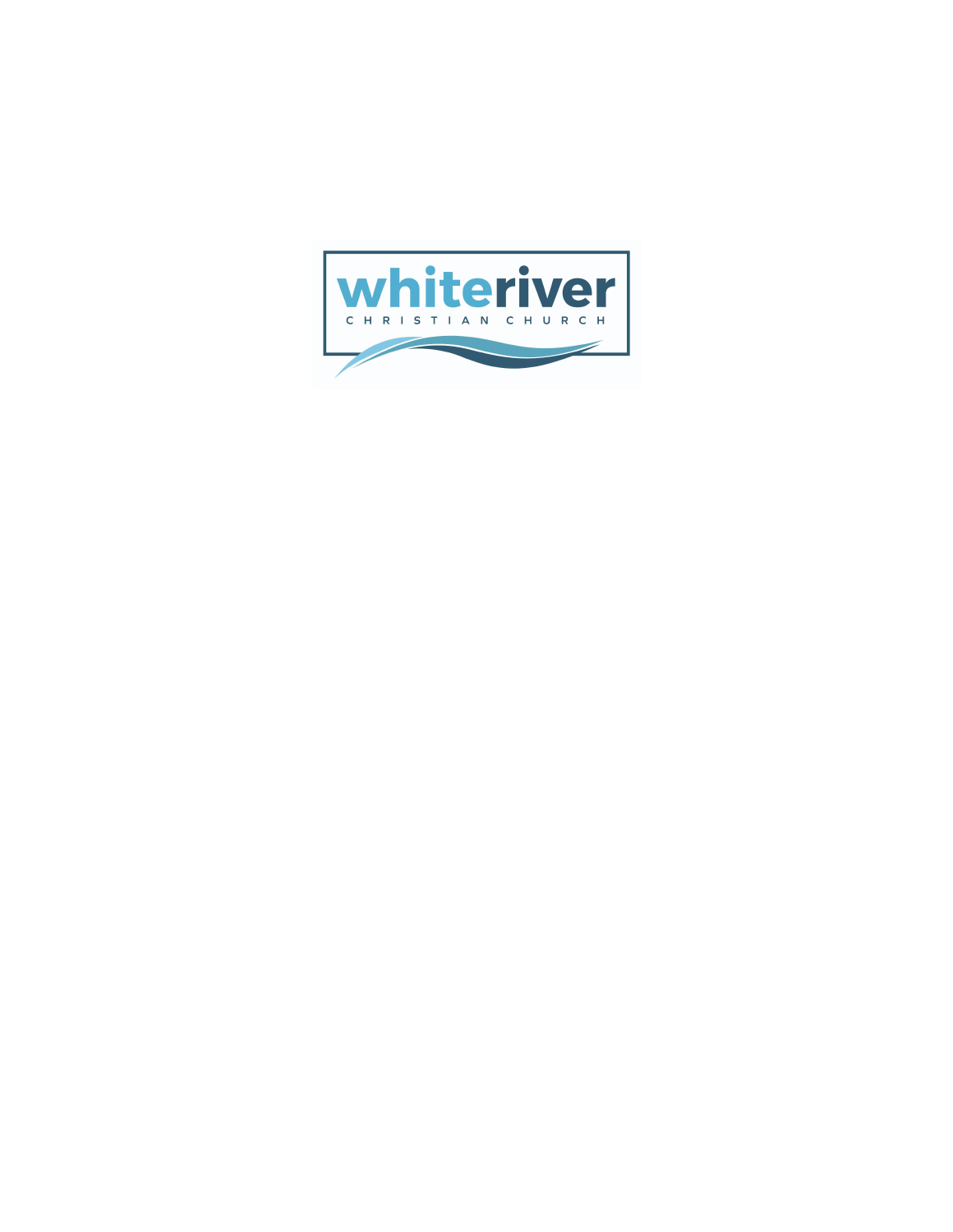whiteriver

CHRISTIAN CHURCH